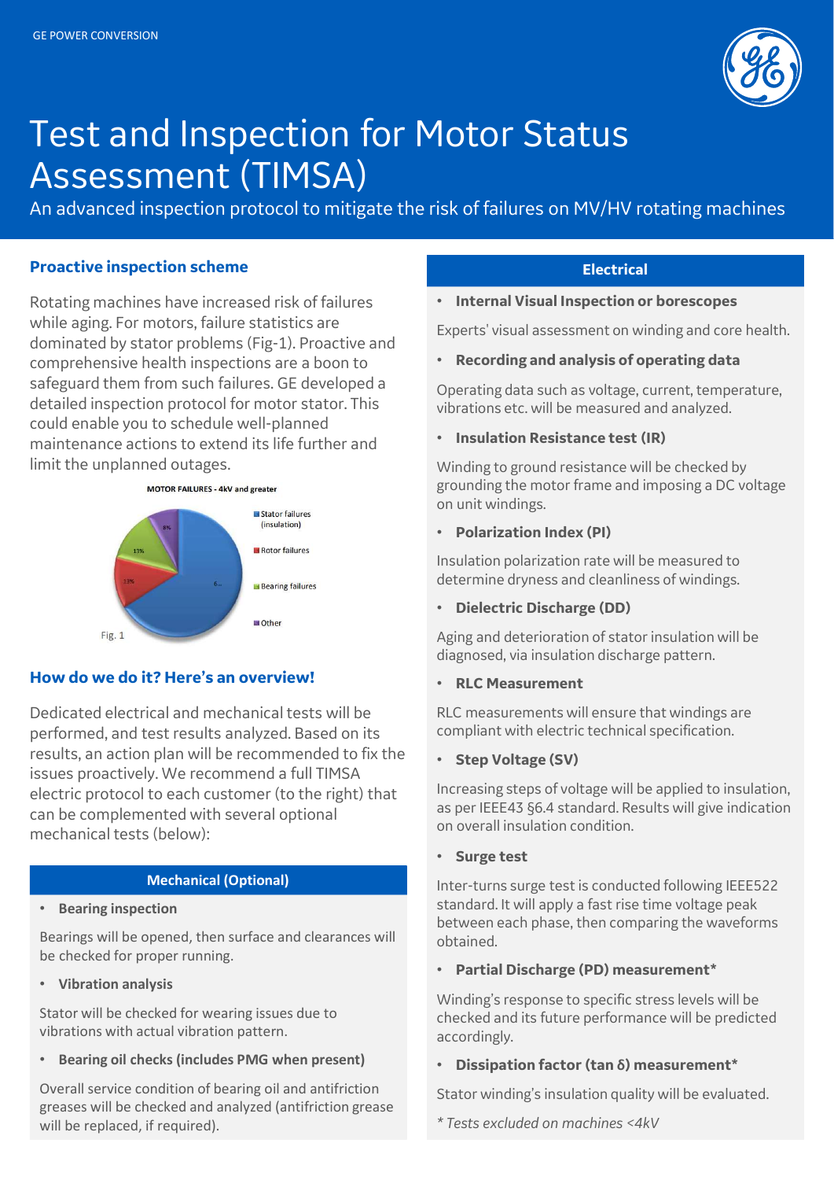GE POWER CONVERSION

# Test and Inspection for Motor Status Assessment (TIMSA)

An advanced inspection protocol to mitigate the risk of failures on MV/HV rotating machines

## Proactive inspection scheme

Rotating machines have increased risk of failures while aging. For motors, failure statistics are dominated by stator problems (Fig-1). Proactive and comprehensive health inspections are a boon to safeguard them from such failures. GE developed a detailed inspection protocol for motor stator. This could enable you to schedule well-planned maintenance actions to extend its life further and limit the unplanned outages.

MOTOR FAILURES - 4kV and greater

- Stator failures (insulation)
- Rotor failures
- Bearing failures
- Other

Fig. 1

## How do we do it? Here's an overview!

Dedicated electrical and mechanical tests will be performed, and test results analyzed. Based on its results, an action plan will be recommended to fix the issues proactively. We recommend a full TIMSA electric protocol to each customer (to the right) that can be complemented with several optional mechanical tests (below):

### Mechanical (Optional)

- **Bearing inspection**

Bearings will be opened, then surface and clearances will be checked for proper running.

- **Vibration analysis**

Stator will be checked for wearing issues due to vibrations with actual vibration pattern.

- **Bearing oil checks (includes PMG when present)**

Overall service condition of bearing oil and antifriction greases will be checked and analyzed (antifriction grease will be replaced, if required).

### Electrical

- **Internal Visual Inspection or borescopes**

Experts' visual assessment on winding and core health.

- **Recording and analysis of operating data**

Operating data such as voltage, current, temperature, vibrations etc. will be measured and analyzed.

- **Insulation Resistance test (IR)**

Winding to ground resistance will be checked by grounding the motor frame and imposing a DC voltage on unit windings.

- **Polarization Index (PI)**

Insulation polarization rate will be measured to determine dryness and cleanliness of windings.

- **Dielectric Discharge (DD)**

Aging and deterioration of stator insulation will be diagnosed, via insulation discharge pattern.

- **RLC Measurement**

RLC measurements will ensure that windings are compliant with electric technical specification.

- **Step Voltage (SV)**

Increasing steps of voltage will be applied to insulation, as per IEEE43 §6.4 standard. Results will give indication on overall insulation condition.

- **Surge test**

Inter-turns surge test is conducted following IEEE522 standard. It will apply a fast rise time voltage peak between each phase, then comparing the waveforms obtained.

- **Partial Discharge (PD) measurement***

Winding's response to specific stress levels will be checked and its future performance will be predicted accordingly.

- **Dissipation factor (tan δ) measurement***

Stator winding's insulation quality will be evaluated.

*\* Tests excluded on machines <4kV*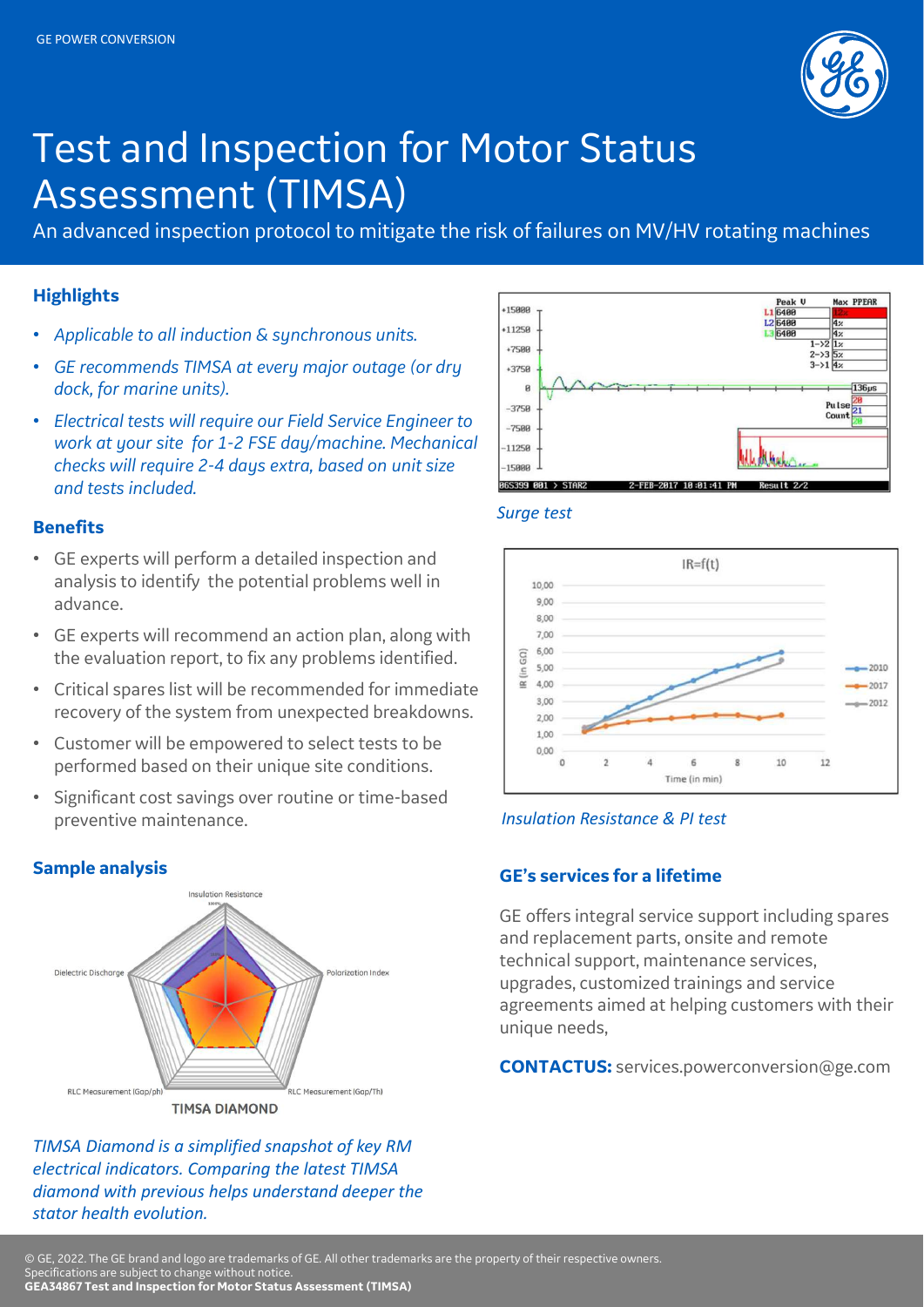# Test and Inspection for Motor Status Assessment (TIMSA)

An advanced inspection protocol to mitigate the risk of failures on MV/HV rotating machines

## Highlights

- *Applicable to all induction & synchronous units.*
- *GE recommends TIMSA at every major outage (or dry dock, for marine units).*
- *Electrical tests will require our Field Service Engineer to work at your site for 1-2 FSE day/machine. Mechanical checks will require 2-4 days extra, based on unit size and tests included.*

## Benefits

- GE experts will perform a detailed inspection and analysis to identify the potential problems well in advance.
- GE experts will recommend an action plan, along with the evaluation report, to fix any problems identified.
- Critical spares list will be recommended for immediate recovery of the system from unexpected breakdowns.
- Customer will be empowered to select tests to be performed based on their unique site conditions.
- Significant cost savings over routine or time-based preventive maintenance.

## Sample analysis

Insulation Resistance
Polarization Index
RLC Measurement (Gap/Th)
RLC Measurement (Gap/ph)
Dielectric Discharge

TIMSA DIAMOND

*TIMSA Diamond is a simplified snapshot of key RM electrical indicators. Comparing the latest TIMSA diamond with previous helps understand deeper the stator health evolution.*

+15000
+11250
+7500
+3750
0
-3750
-7500
-11250
-15000

Peak V | Max PPEAR
L1 6400 12x
L2 6400 4x
L3 6400 4x
1->2 1x
2->3 5x
3->1 4x
136µs
Pulse Count 20 21 20

865399 001 > STAR2 2-FEB-2017 10:01:41 PM Result 2/2

*Surge test*

IR=f(t)

IR (in GΩ)
10,00
9,00
8,00
7,00
6,00
5,00
4,00
3,00
2,00
1,00
0,00

Time (in min)
0 2 4 6 8 10 12

2010
2017
2012

*Insulation Resistance & PI test*

## GE's services for a lifetime

GE offers integral service support including spares and replacement parts, onsite and remote technical support, maintenance services, upgrades, customized trainings and service agreements aimed at helping customers with their unique needs,

**CONTACTUS:** services.powerconversion@ge.com

© GE, 2022. The GE brand and logo are trademarks of GE. All other trademarks are the property of their respective owners.
Specifications are subject to change without notice.
**GEA34867 Test and Inspection for Motor Status Assessment (TIMSA)**